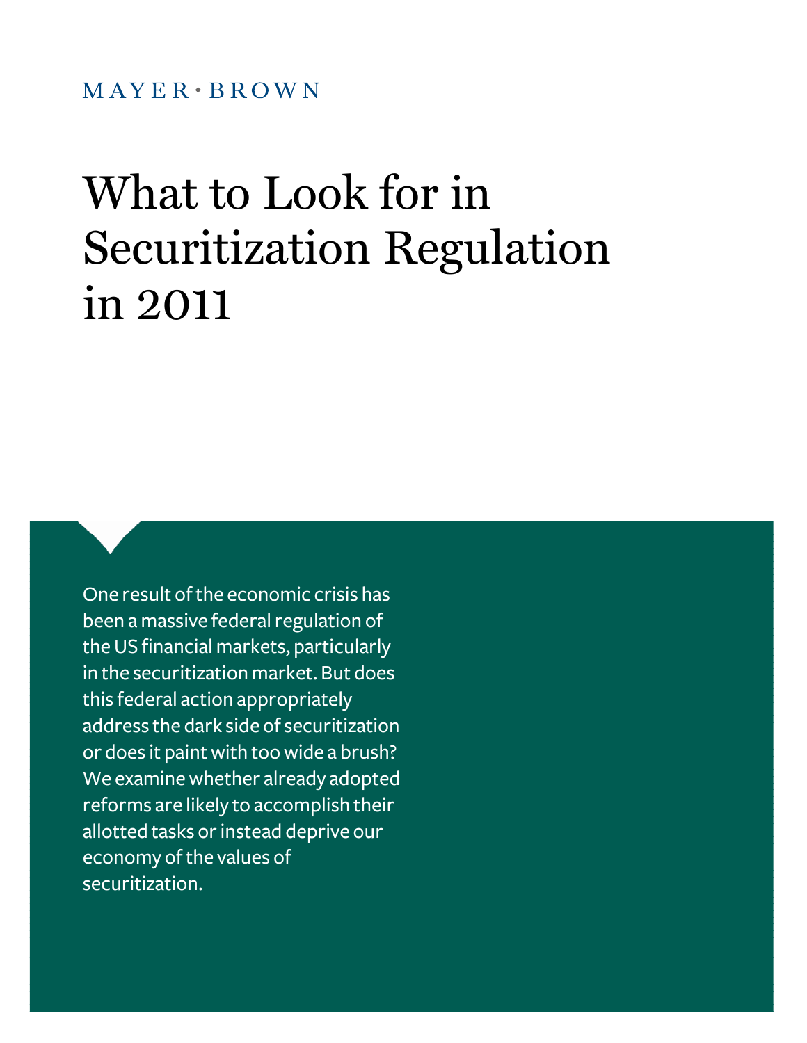MAYER • BROWN

# What to Look for in Securitization Regulation in 2011

One result of the economic crisis has been a massive federal regulation of the US financial markets, particularly in the securitization market. But does this federal action appropriately address the dark side of securitization or does it paint with too wide a brush? We examine whether already adopted reforms are likely to accomplish their allotted tasks or instead deprive our economy of the values of securitization.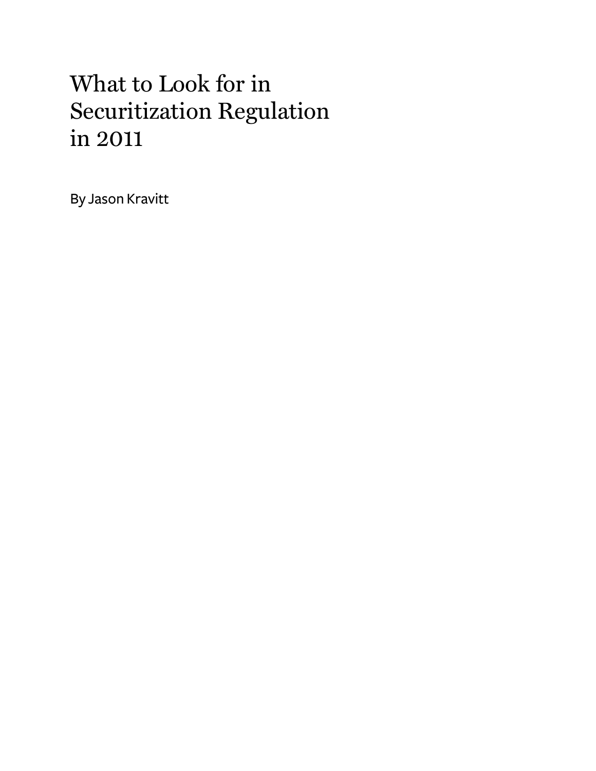# What to Look for in Securitization Regulation in 2011

By Jason Kravitt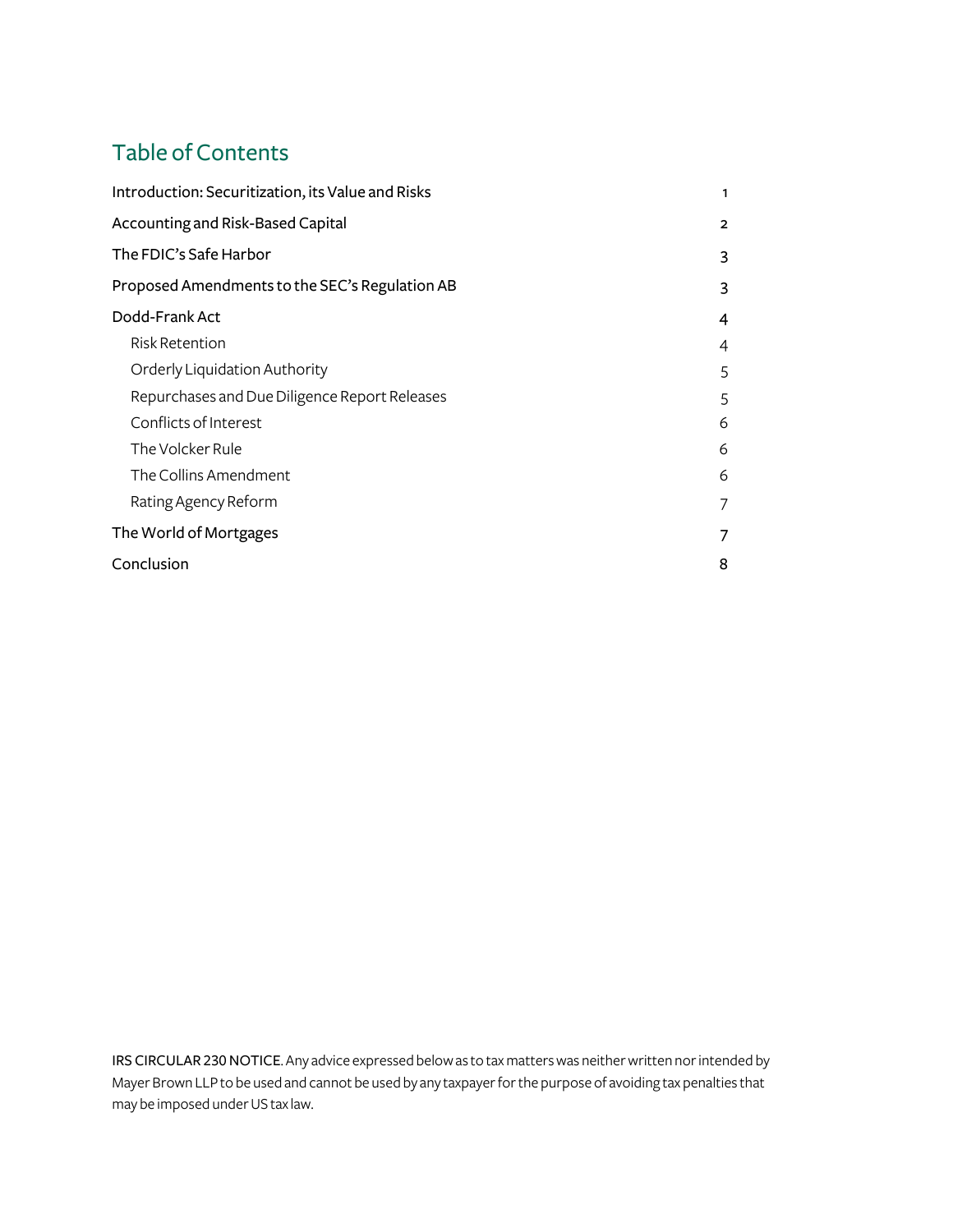## Table of Contents

| | |
|---|---|
| Introduction: Securitization, its Value and Risks | 1 |
| Accounting and Risk-Based Capital | 2 |
| The FDIC's Safe Harbor | 3 |
| Proposed Amendments to the SEC's Regulation AB | 3 |
| Dodd-Frank Act | 4 |
| Risk Retention | 4 |
| Orderly Liquidation Authority | 5 |
| Repurchases and Due Diligence Report Releases | 5 |
| Conflicts of Interest | 6 |
| The Volcker Rule | 6 |
| The Collins Amendment | 6 |
| Rating Agency Reform | 7 |
| The World of Mortgages | 7 |
| Conclusion | 8 |

IRS CIRCULAR 230 NOTICE. Any advice expressed below as to tax matters was neither written nor intended by Mayer Brown LLP to be used and cannot be used by any taxpayer for the purpose of avoiding tax penalties that may be imposed under US tax law.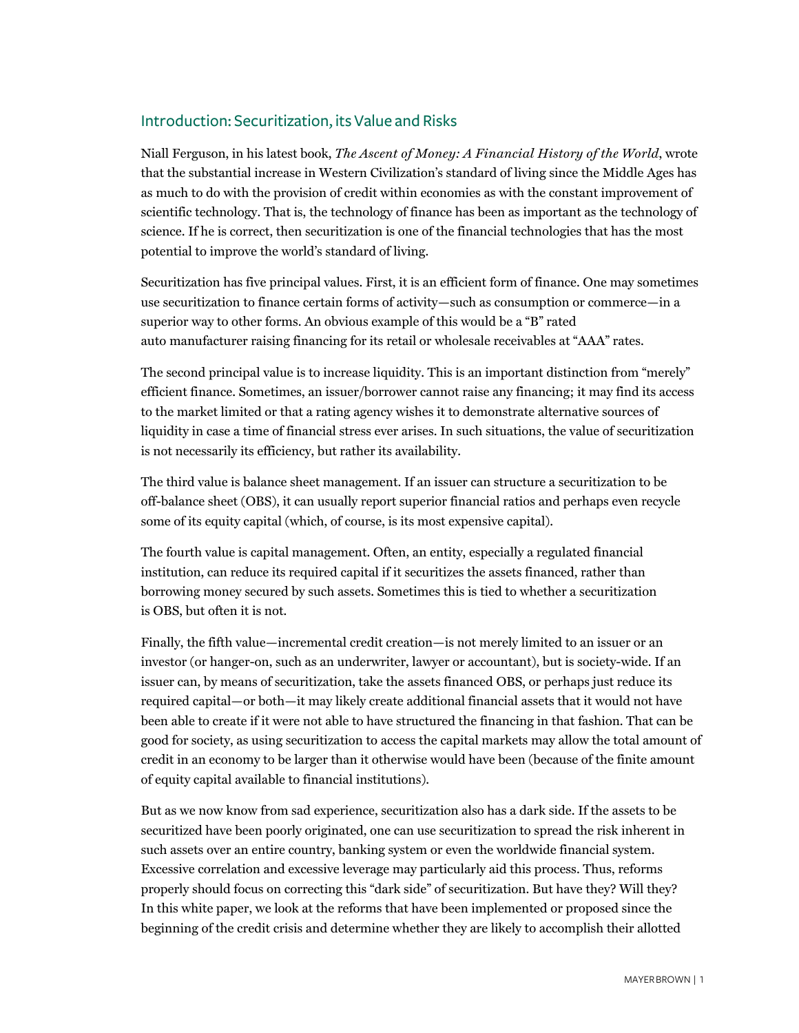## Introduction: Securitization, its Value and Risks

Niall Ferguson, in his latest book, *The Ascent of Money: A Financial History of the World*, wrote that the substantial increase in Western Civilization's standard of living since the Middle Ages has as much to do with the provision of credit within economies as with the constant improvement of scientific technology. That is, the technology of finance has been as important as the technology of science. If he is correct, then securitization is one of the financial technologies that has the most potential to improve the world's standard of living.

Securitization has five principal values. First, it is an efficient form of finance. One may sometimes use securitization to finance certain forms of activity—such as consumption or commerce—in a superior way to other forms. An obvious example of this would be a "B" rated auto manufacturer raising financing for its retail or wholesale receivables at "AAA" rates.

The second principal value is to increase liquidity. This is an important distinction from "merely" efficient finance. Sometimes, an issuer/borrower cannot raise any financing; it may find its access to the market limited or that a rating agency wishes it to demonstrate alternative sources of liquidity in case a time of financial stress ever arises. In such situations, the value of securitization is not necessarily its efficiency, but rather its availability.

The third value is balance sheet management. If an issuer can structure a securitization to be off-balance sheet (OBS), it can usually report superior financial ratios and perhaps even recycle some of its equity capital (which, of course, is its most expensive capital).

The fourth value is capital management. Often, an entity, especially a regulated financial institution, can reduce its required capital if it securitizes the assets financed, rather than borrowing money secured by such assets. Sometimes this is tied to whether a securitization is OBS, but often it is not.

Finally, the fifth value—incremental credit creation—is not merely limited to an issuer or an investor (or hanger-on, such as an underwriter, lawyer or accountant), but is society-wide. If an issuer can, by means of securitization, take the assets financed OBS, or perhaps just reduce its required capital—or both—it may likely create additional financial assets that it would not have been able to create if it were not able to have structured the financing in that fashion. That can be good for society, as using securitization to access the capital markets may allow the total amount of credit in an economy to be larger than it otherwise would have been (because of the finite amount of equity capital available to financial institutions).

But as we now know from sad experience, securitization also has a dark side. If the assets to be securitized have been poorly originated, one can use securitization to spread the risk inherent in such assets over an entire country, banking system or even the worldwide financial system. Excessive correlation and excessive leverage may particularly aid this process. Thus, reforms properly should focus on correcting this "dark side" of securitization. But have they? Will they? In this white paper, we look at the reforms that have been implemented or proposed since the beginning of the credit crisis and determine whether they are likely to accomplish their allotted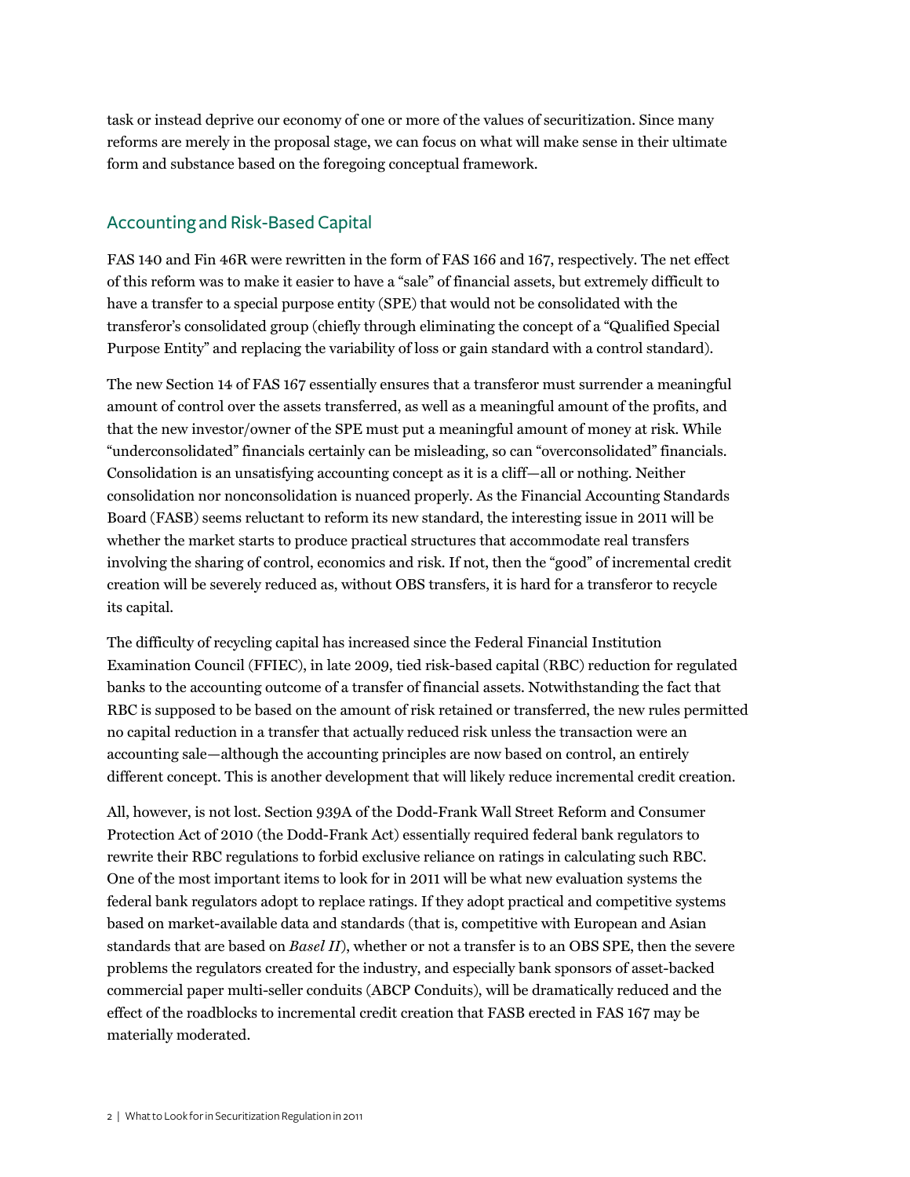task or instead deprive our economy of one or more of the values of securitization. Since many reforms are merely in the proposal stage, we can focus on what will make sense in their ultimate form and substance based on the foregoing conceptual framework.

## Accounting and Risk-Based Capital

FAS 140 and Fin 46R were rewritten in the form of FAS 166 and 167, respectively. The net effect of this reform was to make it easier to have a "sale" of financial assets, but extremely difficult to have a transfer to a special purpose entity (SPE) that would not be consolidated with the transferor's consolidated group (chiefly through eliminating the concept of a "Qualified Special Purpose Entity" and replacing the variability of loss or gain standard with a control standard).

The new Section 14 of FAS 167 essentially ensures that a transferor must surrender a meaningful amount of control over the assets transferred, as well as a meaningful amount of the profits, and that the new investor/owner of the SPE must put a meaningful amount of money at risk. While "underconsolidated" financials certainly can be misleading, so can "overconsolidated" financials. Consolidation is an unsatisfying accounting concept as it is a cliff—all or nothing. Neither consolidation nor nonconsolidation is nuanced properly. As the Financial Accounting Standards Board (FASB) seems reluctant to reform its new standard, the interesting issue in 2011 will be whether the market starts to produce practical structures that accommodate real transfers involving the sharing of control, economics and risk. If not, then the "good" of incremental credit creation will be severely reduced as, without OBS transfers, it is hard for a transferor to recycle its capital.

The difficulty of recycling capital has increased since the Federal Financial Institution Examination Council (FFIEC), in late 2009, tied risk-based capital (RBC) reduction for regulated banks to the accounting outcome of a transfer of financial assets. Notwithstanding the fact that RBC is supposed to be based on the amount of risk retained or transferred, the new rules permitted no capital reduction in a transfer that actually reduced risk unless the transaction were an accounting sale—although the accounting principles are now based on control, an entirely different concept. This is another development that will likely reduce incremental credit creation.

All, however, is not lost. Section 939A of the Dodd-Frank Wall Street Reform and Consumer Protection Act of 2010 (the Dodd-Frank Act) essentially required federal bank regulators to rewrite their RBC regulations to forbid exclusive reliance on ratings in calculating such RBC. One of the most important items to look for in 2011 will be what new evaluation systems the federal bank regulators adopt to replace ratings. If they adopt practical and competitive systems based on market-available data and standards (that is, competitive with European and Asian standards that are based on *Basel II*), whether or not a transfer is to an OBS SPE, then the severe problems the regulators created for the industry, and especially bank sponsors of asset-backed commercial paper multi-seller conduits (ABCP Conduits), will be dramatically reduced and the effect of the roadblocks to incremental credit creation that FASB erected in FAS 167 may be materially moderated.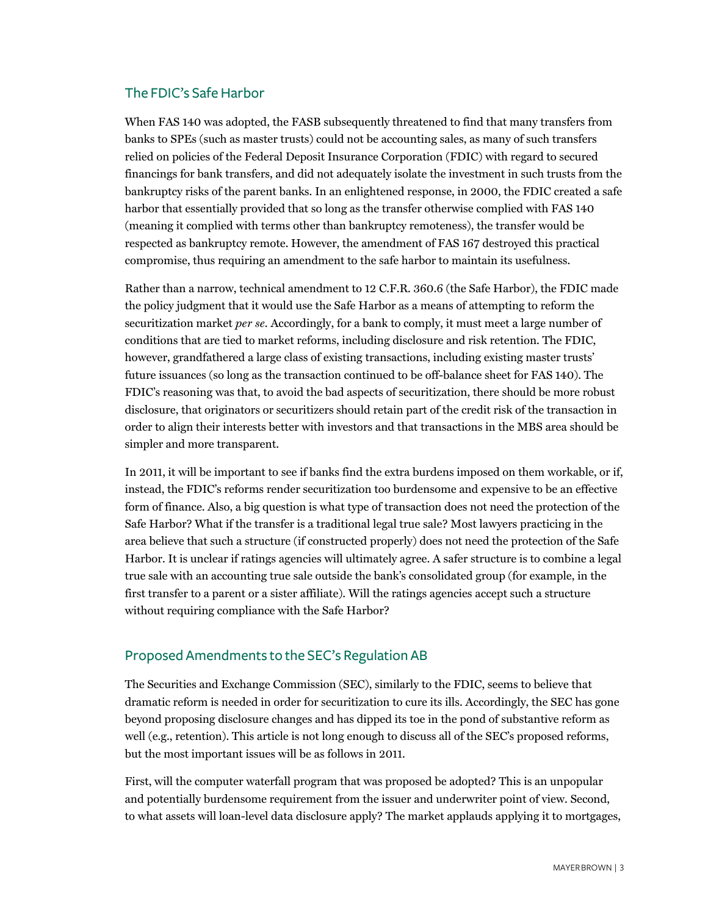## The FDIC's Safe Harbor

When FAS 140 was adopted, the FASB subsequently threatened to find that many transfers from banks to SPEs (such as master trusts) could not be accounting sales, as many of such transfers relied on policies of the Federal Deposit Insurance Corporation (FDIC) with regard to secured financings for bank transfers, and did not adequately isolate the investment in such trusts from the bankruptcy risks of the parent banks. In an enlightened response, in 2000, the FDIC created a safe harbor that essentially provided that so long as the transfer otherwise complied with FAS 140 (meaning it complied with terms other than bankruptcy remoteness), the transfer would be respected as bankruptcy remote. However, the amendment of FAS 167 destroyed this practical compromise, thus requiring an amendment to the safe harbor to maintain its usefulness.

Rather than a narrow, technical amendment to 12 C.F.R. 360.6 (the Safe Harbor), the FDIC made the policy judgment that it would use the Safe Harbor as a means of attempting to reform the securitization market *per se*. Accordingly, for a bank to comply, it must meet a large number of conditions that are tied to market reforms, including disclosure and risk retention. The FDIC, however, grandfathered a large class of existing transactions, including existing master trusts' future issuances (so long as the transaction continued to be off-balance sheet for FAS 140). The FDIC's reasoning was that, to avoid the bad aspects of securitization, there should be more robust disclosure, that originators or securitizers should retain part of the credit risk of the transaction in order to align their interests better with investors and that transactions in the MBS area should be simpler and more transparent.

In 2011, it will be important to see if banks find the extra burdens imposed on them workable, or if, instead, the FDIC's reforms render securitization too burdensome and expensive to be an effective form of finance. Also, a big question is what type of transaction does not need the protection of the Safe Harbor? What if the transfer is a traditional legal true sale? Most lawyers practicing in the area believe that such a structure (if constructed properly) does not need the protection of the Safe Harbor. It is unclear if ratings agencies will ultimately agree. A safer structure is to combine a legal true sale with an accounting true sale outside the bank's consolidated group (for example, in the first transfer to a parent or a sister affiliate). Will the ratings agencies accept such a structure without requiring compliance with the Safe Harbor?

## Proposed Amendments to the SEC's Regulation AB

The Securities and Exchange Commission (SEC), similarly to the FDIC, seems to believe that dramatic reform is needed in order for securitization to cure its ills. Accordingly, the SEC has gone beyond proposing disclosure changes and has dipped its toe in the pond of substantive reform as well (e.g., retention). This article is not long enough to discuss all of the SEC's proposed reforms, but the most important issues will be as follows in 2011.

First, will the computer waterfall program that was proposed be adopted? This is an unpopular and potentially burdensome requirement from the issuer and underwriter point of view. Second, to what assets will loan-level data disclosure apply? The market applauds applying it to mortgages,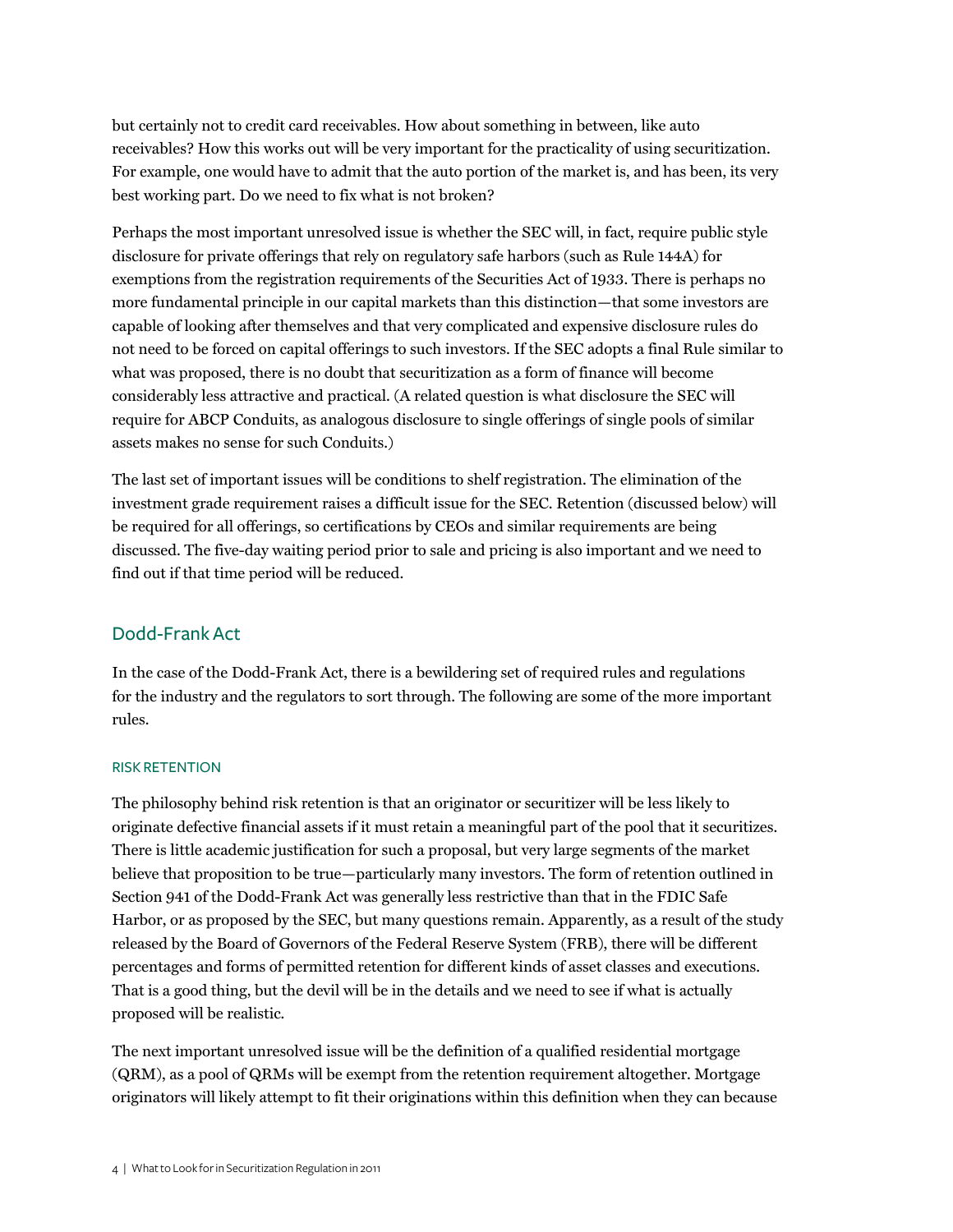but certainly not to credit card receivables. How about something in between, like auto receivables? How this works out will be very important for the practicality of using securitization. For example, one would have to admit that the auto portion of the market is, and has been, its very best working part. Do we need to fix what is not broken?

Perhaps the most important unresolved issue is whether the SEC will, in fact, require public style disclosure for private offerings that rely on regulatory safe harbors (such as Rule 144A) for exemptions from the registration requirements of the Securities Act of 1933. There is perhaps no more fundamental principle in our capital markets than this distinction—that some investors are capable of looking after themselves and that very complicated and expensive disclosure rules do not need to be forced on capital offerings to such investors. If the SEC adopts a final Rule similar to what was proposed, there is no doubt that securitization as a form of finance will become considerably less attractive and practical. (A related question is what disclosure the SEC will require for ABCP Conduits, as analogous disclosure to single offerings of single pools of similar assets makes no sense for such Conduits.)

The last set of important issues will be conditions to shelf registration. The elimination of the investment grade requirement raises a difficult issue for the SEC. Retention (discussed below) will be required for all offerings, so certifications by CEOs and similar requirements are being discussed. The five-day waiting period prior to sale and pricing is also important and we need to find out if that time period will be reduced.

## Dodd-Frank Act

In the case of the Dodd-Frank Act, there is a bewildering set of required rules and regulations for the industry and the regulators to sort through. The following are some of the more important rules.

### RISK RETENTION

The philosophy behind risk retention is that an originator or securitizer will be less likely to originate defective financial assets if it must retain a meaningful part of the pool that it securitizes. There is little academic justification for such a proposal, but very large segments of the market believe that proposition to be true—particularly many investors. The form of retention outlined in Section 941 of the Dodd-Frank Act was generally less restrictive than that in the FDIC Safe Harbor, or as proposed by the SEC, but many questions remain. Apparently, as a result of the study released by the Board of Governors of the Federal Reserve System (FRB), there will be different percentages and forms of permitted retention for different kinds of asset classes and executions. That is a good thing, but the devil will be in the details and we need to see if what is actually proposed will be realistic.

The next important unresolved issue will be the definition of a qualified residential mortgage (QRM), as a pool of QRMs will be exempt from the retention requirement altogether. Mortgage originators will likely attempt to fit their originations within this definition when they can because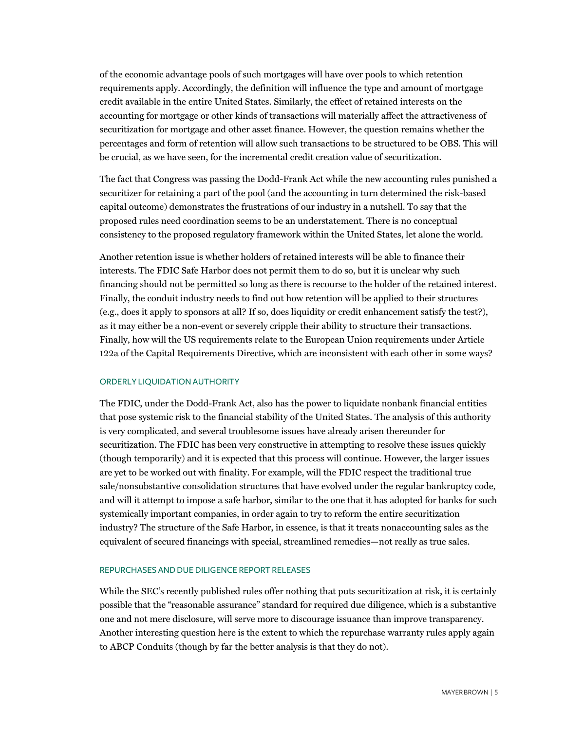of the economic advantage pools of such mortgages will have over pools to which retention requirements apply. Accordingly, the definition will influence the type and amount of mortgage credit available in the entire United States. Similarly, the effect of retained interests on the accounting for mortgage or other kinds of transactions will materially affect the attractiveness of securitization for mortgage and other asset finance. However, the question remains whether the percentages and form of retention will allow such transactions to be structured to be OBS. This will be crucial, as we have seen, for the incremental credit creation value of securitization.

The fact that Congress was passing the Dodd-Frank Act while the new accounting rules punished a securitizer for retaining a part of the pool (and the accounting in turn determined the risk-based capital outcome) demonstrates the frustrations of our industry in a nutshell. To say that the proposed rules need coordination seems to be an understatement. There is no conceptual consistency to the proposed regulatory framework within the United States, let alone the world.

Another retention issue is whether holders of retained interests will be able to finance their interests. The FDIC Safe Harbor does not permit them to do so, but it is unclear why such financing should not be permitted so long as there is recourse to the holder of the retained interest. Finally, the conduit industry needs to find out how retention will be applied to their structures (e.g., does it apply to sponsors at all? If so, does liquidity or credit enhancement satisfy the test?), as it may either be a non-event or severely cripple their ability to structure their transactions. Finally, how will the US requirements relate to the European Union requirements under Article 122a of the Capital Requirements Directive, which are inconsistent with each other in some ways?

### ORDERLY LIQUIDATION AUTHORITY

The FDIC, under the Dodd-Frank Act, also has the power to liquidate nonbank financial entities that pose systemic risk to the financial stability of the United States. The analysis of this authority is very complicated, and several troublesome issues have already arisen thereunder for securitization. The FDIC has been very constructive in attempting to resolve these issues quickly (though temporarily) and it is expected that this process will continue. However, the larger issues are yet to be worked out with finality. For example, will the FDIC respect the traditional true sale/nonsubstantive consolidation structures that have evolved under the regular bankruptcy code, and will it attempt to impose a safe harbor, similar to the one that it has adopted for banks for such systemically important companies, in order again to try to reform the entire securitization industry? The structure of the Safe Harbor, in essence, is that it treats nonaccounting sales as the equivalent of secured financings with special, streamlined remedies—not really as true sales.

### REPURCHASES AND DUE DILIGENCE REPORT RELEASES

While the SEC's recently published rules offer nothing that puts securitization at risk, it is certainly possible that the "reasonable assurance" standard for required due diligence, which is a substantive one and not mere disclosure, will serve more to discourage issuance than improve transparency. Another interesting question here is the extent to which the repurchase warranty rules apply again to ABCP Conduits (though by far the better analysis is that they do not).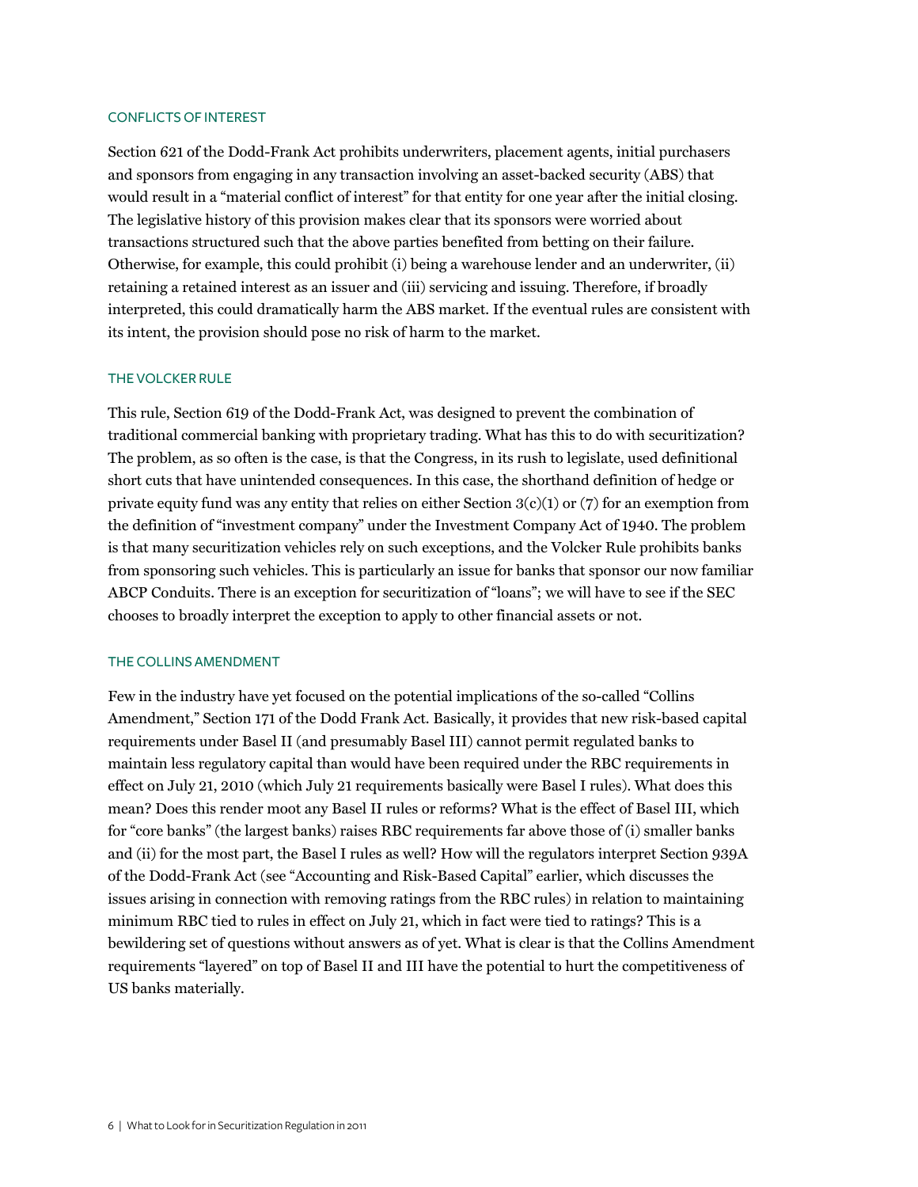## CONFLICTS OF INTEREST

Section 621 of the Dodd-Frank Act prohibits underwriters, placement agents, initial purchasers and sponsors from engaging in any transaction involving an asset-backed security (ABS) that would result in a "material conflict of interest" for that entity for one year after the initial closing. The legislative history of this provision makes clear that its sponsors were worried about transactions structured such that the above parties benefited from betting on their failure. Otherwise, for example, this could prohibit (i) being a warehouse lender and an underwriter, (ii) retaining a retained interest as an issuer and (iii) servicing and issuing. Therefore, if broadly interpreted, this could dramatically harm the ABS market. If the eventual rules are consistent with its intent, the provision should pose no risk of harm to the market.

## THE VOLCKER RULE

This rule, Section 619 of the Dodd-Frank Act, was designed to prevent the combination of traditional commercial banking with proprietary trading. What has this to do with securitization? The problem, as so often is the case, is that the Congress, in its rush to legislate, used definitional short cuts that have unintended consequences. In this case, the shorthand definition of hedge or private equity fund was any entity that relies on either Section 3(c)(1) or (7) for an exemption from the definition of "investment company" under the Investment Company Act of 1940. The problem is that many securitization vehicles rely on such exceptions, and the Volcker Rule prohibits banks from sponsoring such vehicles. This is particularly an issue for banks that sponsor our now familiar ABCP Conduits. There is an exception for securitization of "loans"; we will have to see if the SEC chooses to broadly interpret the exception to apply to other financial assets or not.

## THE COLLINS AMENDMENT

Few in the industry have yet focused on the potential implications of the so-called "Collins Amendment," Section 171 of the Dodd Frank Act. Basically, it provides that new risk-based capital requirements under Basel II (and presumably Basel III) cannot permit regulated banks to maintain less regulatory capital than would have been required under the RBC requirements in effect on July 21, 2010 (which July 21 requirements basically were Basel I rules). What does this mean? Does this render moot any Basel II rules or reforms? What is the effect of Basel III, which for "core banks" (the largest banks) raises RBC requirements far above those of (i) smaller banks and (ii) for the most part, the Basel I rules as well? How will the regulators interpret Section 939A of the Dodd-Frank Act (see "Accounting and Risk-Based Capital" earlier, which discusses the issues arising in connection with removing ratings from the RBC rules) in relation to maintaining minimum RBC tied to rules in effect on July 21, which in fact were tied to ratings? This is a bewildering set of questions without answers as of yet. What is clear is that the Collins Amendment requirements "layered" on top of Basel II and III have the potential to hurt the competitiveness of US banks materially.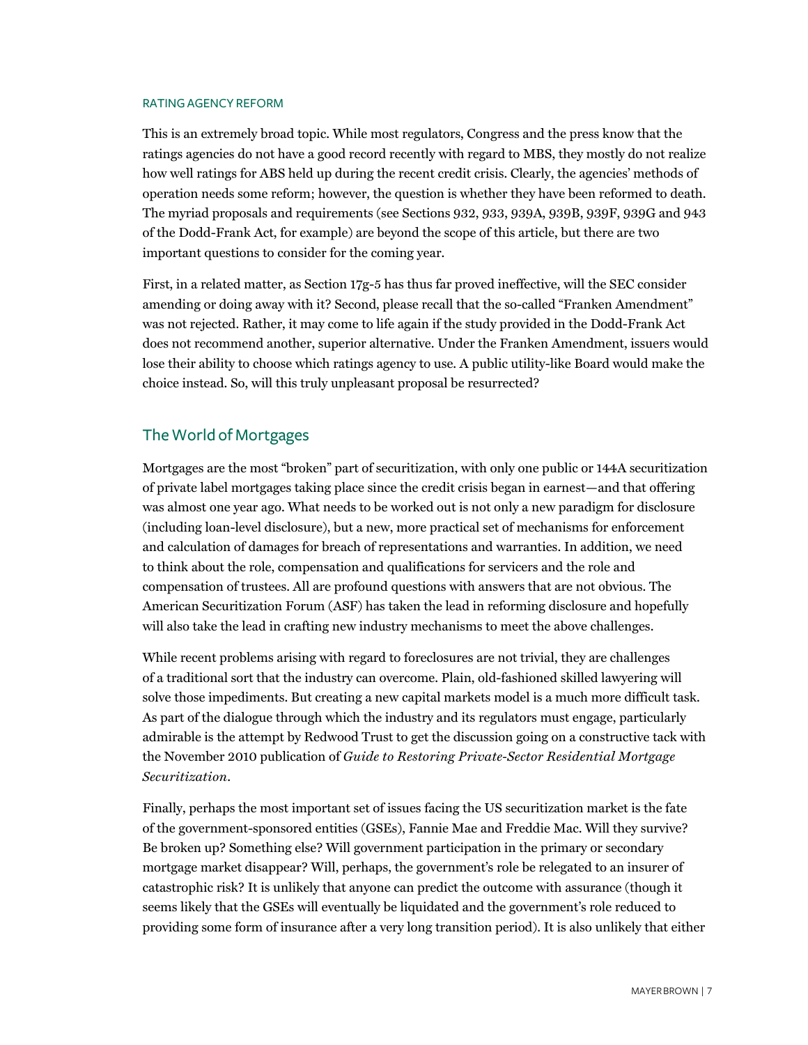#### RATING AGENCY REFORM

This is an extremely broad topic. While most regulators, Congress and the press know that the ratings agencies do not have a good record recently with regard to MBS, they mostly do not realize how well ratings for ABS held up during the recent credit crisis. Clearly, the agencies' methods of operation needs some reform; however, the question is whether they have been reformed to death. The myriad proposals and requirements (see Sections 932, 933, 939A, 939B, 939F, 939G and 943 of the Dodd-Frank Act, for example) are beyond the scope of this article, but there are two important questions to consider for the coming year.

First, in a related matter, as Section 17g-5 has thus far proved ineffective, will the SEC consider amending or doing away with it? Second, please recall that the so-called "Franken Amendment" was not rejected. Rather, it may come to life again if the study provided in the Dodd-Frank Act does not recommend another, superior alternative. Under the Franken Amendment, issuers would lose their ability to choose which ratings agency to use. A public utility-like Board would make the choice instead. So, will this truly unpleasant proposal be resurrected?

## The World of Mortgages

Mortgages are the most "broken" part of securitization, with only one public or 144A securitization of private label mortgages taking place since the credit crisis began in earnest—and that offering was almost one year ago. What needs to be worked out is not only a new paradigm for disclosure (including loan-level disclosure), but a new, more practical set of mechanisms for enforcement and calculation of damages for breach of representations and warranties. In addition, we need to think about the role, compensation and qualifications for servicers and the role and compensation of trustees. All are profound questions with answers that are not obvious. The American Securitization Forum (ASF) has taken the lead in reforming disclosure and hopefully will also take the lead in crafting new industry mechanisms to meet the above challenges.

While recent problems arising with regard to foreclosures are not trivial, they are challenges of a traditional sort that the industry can overcome. Plain, old-fashioned skilled lawyering will solve those impediments. But creating a new capital markets model is a much more difficult task. As part of the dialogue through which the industry and its regulators must engage, particularly admirable is the attempt by Redwood Trust to get the discussion going on a constructive tack with the November 2010 publication of *Guide to Restoring Private-Sector Residential Mortgage Securitization*.

Finally, perhaps the most important set of issues facing the US securitization market is the fate of the government-sponsored entities (GSEs), Fannie Mae and Freddie Mac. Will they survive? Be broken up? Something else? Will government participation in the primary or secondary mortgage market disappear? Will, perhaps, the government's role be relegated to an insurer of catastrophic risk? It is unlikely that anyone can predict the outcome with assurance (though it seems likely that the GSEs will eventually be liquidated and the government's role reduced to providing some form of insurance after a very long transition period). It is also unlikely that either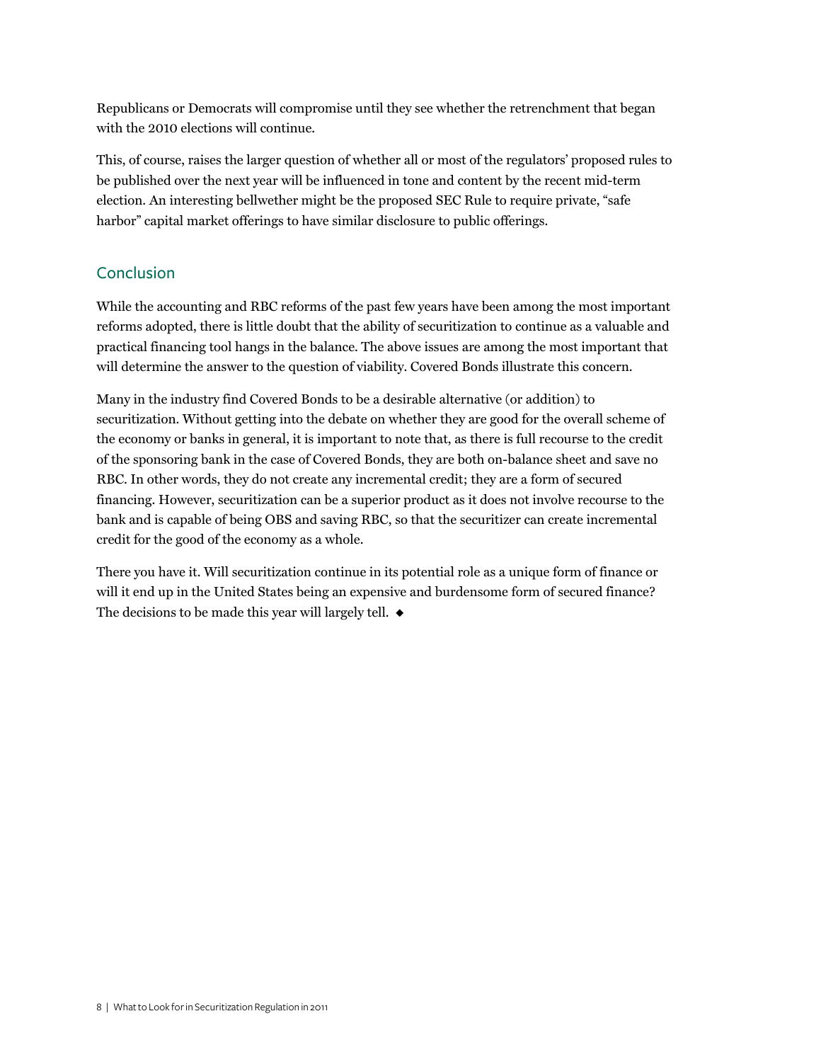Republicans or Democrats will compromise until they see whether the retrenchment that began with the 2010 elections will continue.

This, of course, raises the larger question of whether all or most of the regulators' proposed rules to be published over the next year will be influenced in tone and content by the recent mid-term election. An interesting bellwether might be the proposed SEC Rule to require private, "safe harbor" capital market offerings to have similar disclosure to public offerings.

## Conclusion

While the accounting and RBC reforms of the past few years have been among the most important reforms adopted, there is little doubt that the ability of securitization to continue as a valuable and practical financing tool hangs in the balance. The above issues are among the most important that will determine the answer to the question of viability. Covered Bonds illustrate this concern.

Many in the industry find Covered Bonds to be a desirable alternative (or addition) to securitization. Without getting into the debate on whether they are good for the overall scheme of the economy or banks in general, it is important to note that, as there is full recourse to the credit of the sponsoring bank in the case of Covered Bonds, they are both on-balance sheet and save no RBC. In other words, they do not create any incremental credit; they are a form of secured financing. However, securitization can be a superior product as it does not involve recourse to the bank and is capable of being OBS and saving RBC, so that the securitizer can create incremental credit for the good of the economy as a whole.

There you have it. Will securitization continue in its potential role as a unique form of finance or will it end up in the United States being an expensive and burdensome form of secured finance? The decisions to be made this year will largely tell. ◆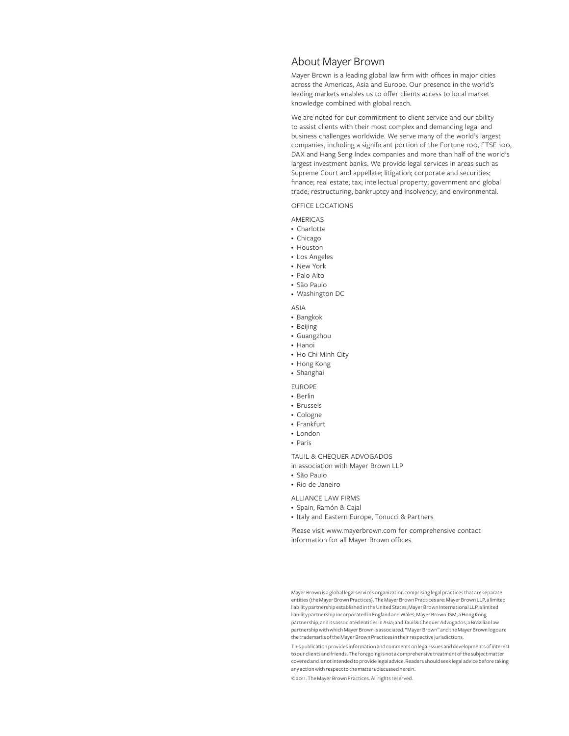## About Mayer Brown

Mayer Brown is a leading global law firm with offices in major cities across the Americas, Asia and Europe. Our presence in the world's leading markets enables us to offer clients access to local market knowledge combined with global reach.

We are noted for our commitment to client service and our ability to assist clients with their most complex and demanding legal and business challenges worldwide. We serve many of the world's largest companies, including a significant portion of the Fortune 100, FTSE 100, DAX and Hang Seng Index companies and more than half of the world's largest investment banks. We provide legal services in areas such as Supreme Court and appellate; litigation; corporate and securities; finance; real estate; tax; intellectual property; government and global trade; restructuring, bankruptcy and insolvency; and environmental.

OFFICE LOCATIONS

AMERICAS

- Charlotte
- Chicago
- Houston
- Los Angeles
- New York
- Palo Alto
- São Paulo
- Washington DC

ASIA

- Bangkok
- Beijing
- Guangzhou
- Hanoi
- Ho Chi Minh City
- Hong Kong
- Shanghai

EUROPE

- Berlin
- Brussels
- Cologne
- Frankfurt
- London
- Paris

TAUIL & CHEQUER ADVOGADOS
in association with Mayer Brown LLP

- São Paulo
- Rio de Janeiro

ALLIANCE LAW FIRMS

- Spain, Ramón & Cajal
- Italy and Eastern Europe, Tonucci & Partners

Please visit www.mayerbrown.com for comprehensive contact information for all Mayer Brown offices.

Mayer Brown is a global legal services organization comprising legal practices that are separate entities (the Mayer Brown Practices). The Mayer Brown Practices are: Mayer Brown LLP, a limited liability partnership established in the United States; Mayer Brown International LLP, a limited liability partnership incorporated in England and Wales; Mayer Brown JSM, a Hong Kong partnership, and its associated entities in Asia; and Tauil & Chequer Advogados, a Brazilian law partnership with which Mayer Brown is associated. "Mayer Brown" and the Mayer Brown logo are the trademarks of the Mayer Brown Practices in their respective jurisdictions.

This publication provides information and comments on legal issues and developments of interest to our clients and friends. The foregoing is not a comprehensive treatment of the subject matter covered and is not intended to provide legal advice. Readers should seek legal advice before taking any action with respect to the matters discussed herein.

© 2011. The Mayer Brown Practices. All rights reserved.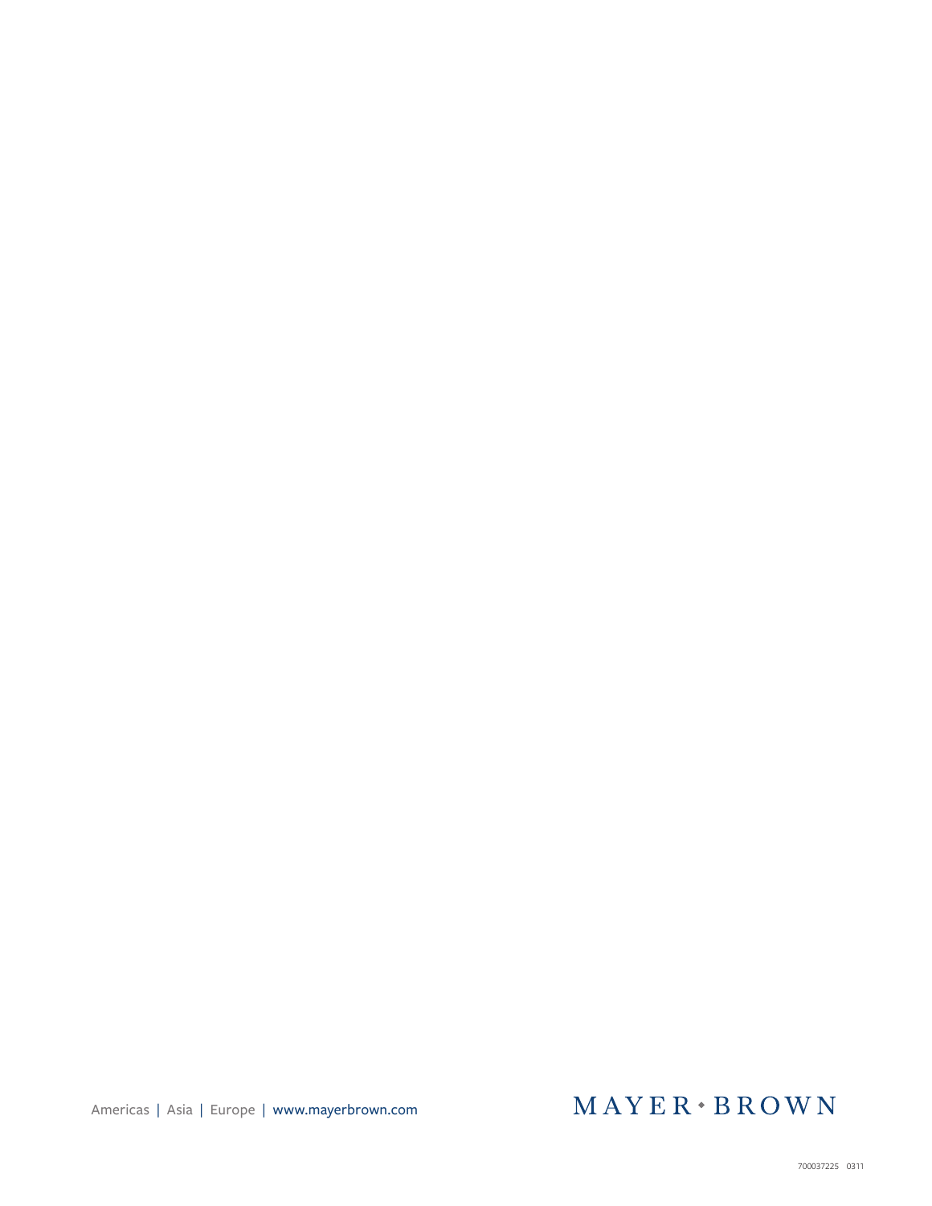Americas | Asia | Europe | www.mayerbrown.com

MAYER • BROWN

700037225 0311